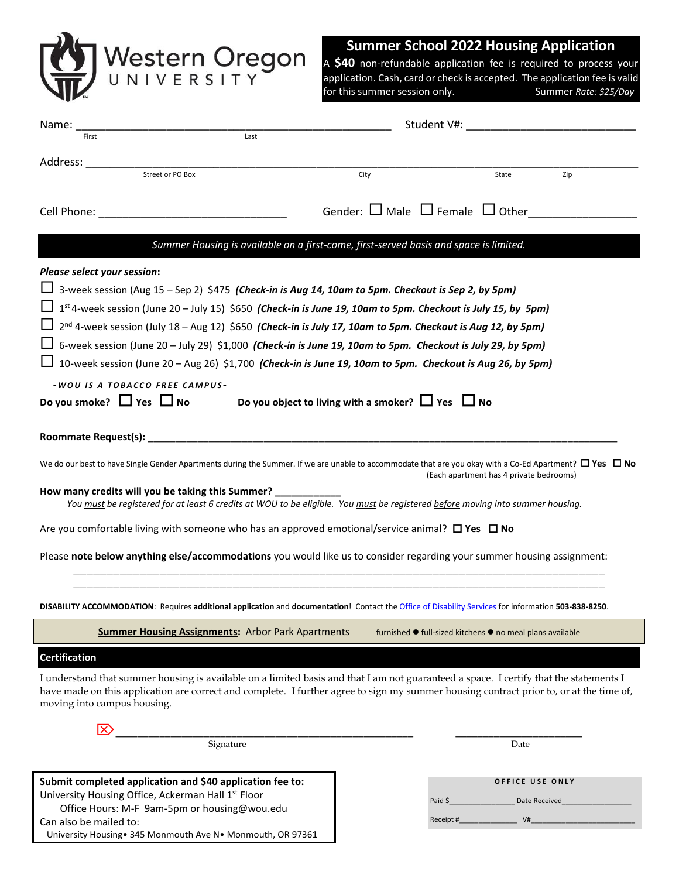Western Oregon UNIVERSITY

## Summer School 2022 Housing Application

A **$40** non-refundable application fee is required to process your application. Cash, card or check is accepted. The application fee is valid for this summer session only. Summer *Rate: $25/Day*

Name: ______________________________________________ Student V#: ___________________________
First Last

Address: ______________________________________________________________________________
Street or PO Box City State Zip

Cell Phone: ___________________________ Gender: ☐ Male ☐ Female ☐ Other_______________

*Summer Housing is available on a first-come, first-served basis and space is limited.*

***Please select your session*:**

☐ 3-week session (Aug 15 – Sep 2) $475 ***(Check-in is Aug 14, 10am to 5pm. Checkout is Sep 2, by 5pm)***

☐ 1st 4-week session (June 20 – July 15) $650 ***(Check-in is June 19, 10am to 5pm. Checkout is July 15, by 5pm)***

☐ 2nd 4-week session (July 18 – Aug 12) $650 ***(Check-in is July 17, 10am to 5pm. Checkout is Aug 12, by 5pm)***

☐ 6-week session (June 20 – July 29) $1,000 ***(Check-in is June 19, 10am to 5pm. Checkout is July 29, by 5pm)***

☐ 10-week session (June 20 – Aug 26) $1,700 ***(Check-in is June 19, 10am to 5pm. Checkout is Aug 26, by 5pm)***

***-WOU IS A TOBACCO FREE CAMPUS-***

**Do you smoke?** ☐ **Yes** ☐ **No** **Do you object to living with a smoker?** ☐ **Yes** ☐ **No**

**Roommate Request(s):** ______________________________________________________________________

We do our best to have Single Gender Apartments during the Summer. If we are unable to accommodate that are you okay with a Co-Ed Apartment? ☐ **Yes** ☐ **No**
(Each apartment has 4 private bedrooms)

**How many credits will you be taking this Summer?** ___________
*You must be registered for at least 6 credits at WOU to be eligible. You must be registered before moving into summer housing.*

Are you comfortable living with someone who has an approved emotional/service animal? ☐ **Yes** ☐ **No**

Please **note below anything else/accommodations** you would like us to consider regarding your summer housing assignment:

______________________________________________________________________________

______________________________________________________________________________

**DISABILITY ACCOMMODATION**: Requires **additional application** and **documentation**! Contact the Office of Disability Services for information **503-838-8250**.

**Summer Housing Assignments:** Arbor Park Apartments furnished ● full-sized kitchens ● no meal plans available

### Certification

I understand that summer housing is available on a limited basis and that I am not guaranteed a space. I certify that the statements I have made on this application are correct and complete. I further agree to sign my summer housing contract prior to, or at the time of, moving into campus housing.

☒ _____________________________________________ ____________________
Signature Date

**Submit completed application and $40 application fee to:**
University Housing Office, Ackerman Hall 1st Floor
Office Hours: M-F 9am-5pm or housing@wou.edu
Can also be mailed to:
University Housing• 345 Monmouth Ave N• Monmouth, OR 97361

**OFFICE USE ONLY**

Paid $______________ Date Received_______________

Receipt #_____________ V#______________________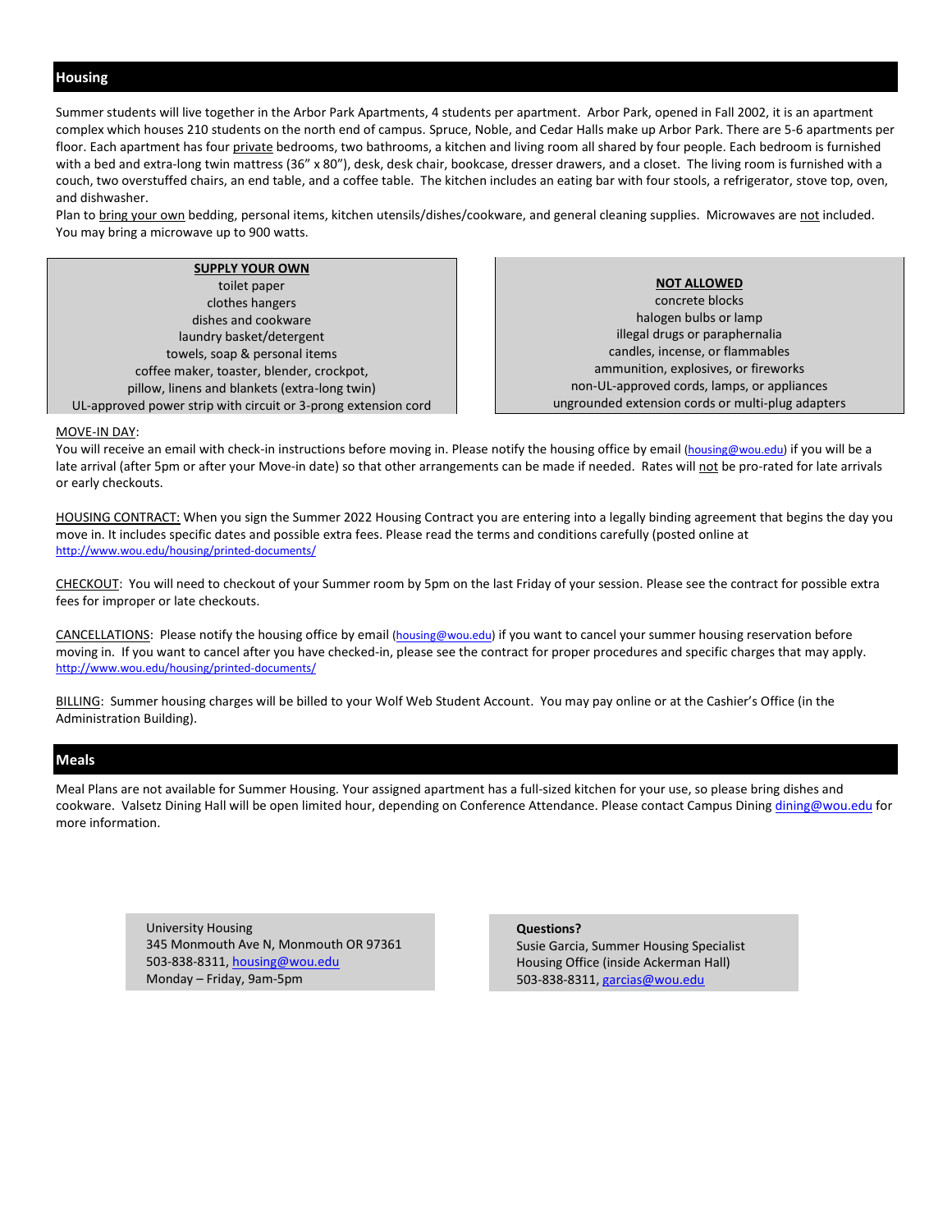## Housing

Summer students will live together in the Arbor Park Apartments, 4 students per apartment. Arbor Park, opened in Fall 2002, it is an apartment complex which houses 210 students on the north end of campus. Spruce, Noble, and Cedar Halls make up Arbor Park. There are 5-6 apartments per floor. Each apartment has four private bedrooms, two bathrooms, a kitchen and living room all shared by four people. Each bedroom is furnished with a bed and extra-long twin mattress (36" x 80"), desk, desk chair, bookcase, dresser drawers, and a closet. The living room is furnished with a couch, two overstuffed chairs, an end table, and a coffee table. The kitchen includes an eating bar with four stools, a refrigerator, stove top, oven, and dishwasher.

Plan to bring your own bedding, personal items, kitchen utensils/dishes/cookware, and general cleaning supplies. Microwaves are not included. You may bring a microwave up to 900 watts.

**SUPPLY YOUR OWN**

- toilet paper
- clothes hangers
- dishes and cookware
- laundry basket/detergent
- towels, soap & personal items
- coffee maker, toaster, blender, crockpot,
- pillow, linens and blankets (extra-long twin)
- UL-approved power strip with circuit or 3-prong extension cord

**NOT ALLOWED**

- concrete blocks
- halogen bulbs or lamp
- illegal drugs or paraphernalia
- candles, incense, or flammables
- ammunition, explosives, or fireworks
- non-UL-approved cords, lamps, or appliances
- ungrounded extension cords or multi-plug adapters

MOVE-IN DAY: You will receive an email with check-in instructions before moving in. Please notify the housing office by email (housing@wou.edu) if you will be a late arrival (after 5pm or after your Move-in date) so that other arrangements can be made if needed. Rates will not be pro-rated for late arrivals or early checkouts.

HOUSING CONTRACT: When you sign the Summer 2022 Housing Contract you are entering into a legally binding agreement that begins the day you move in. It includes specific dates and possible extra fees. Please read the terms and conditions carefully (posted online at http://www.wou.edu/housing/printed-documents/

CHECKOUT: You will need to checkout of your Summer room by 5pm on the last Friday of your session. Please see the contract for possible extra fees for improper or late checkouts.

CANCELLATIONS: Please notify the housing office by email (housing@wou.edu) if you want to cancel your summer housing reservation before moving in. If you want to cancel after you have checked-in, please see the contract for proper procedures and specific charges that may apply. http://www.wou.edu/housing/printed-documents/

BILLING: Summer housing charges will be billed to your Wolf Web Student Account. You may pay online or at the Cashier's Office (in the Administration Building).

## Meals

Meal Plans are not available for Summer Housing. Your assigned apartment has a full-sized kitchen for your use, so please bring dishes and cookware. Valsetz Dining Hall will be open limited hour, depending on Conference Attendance. Please contact Campus Dining dining@wou.edu for more information.

University Housing
345 Monmouth Ave N, Monmouth OR 97361
503-838-8311, housing@wou.edu
Monday – Friday, 9am-5pm

**Questions?**
Susie Garcia, Summer Housing Specialist
Housing Office (inside Ackerman Hall)
503-838-8311, garcias@wou.edu